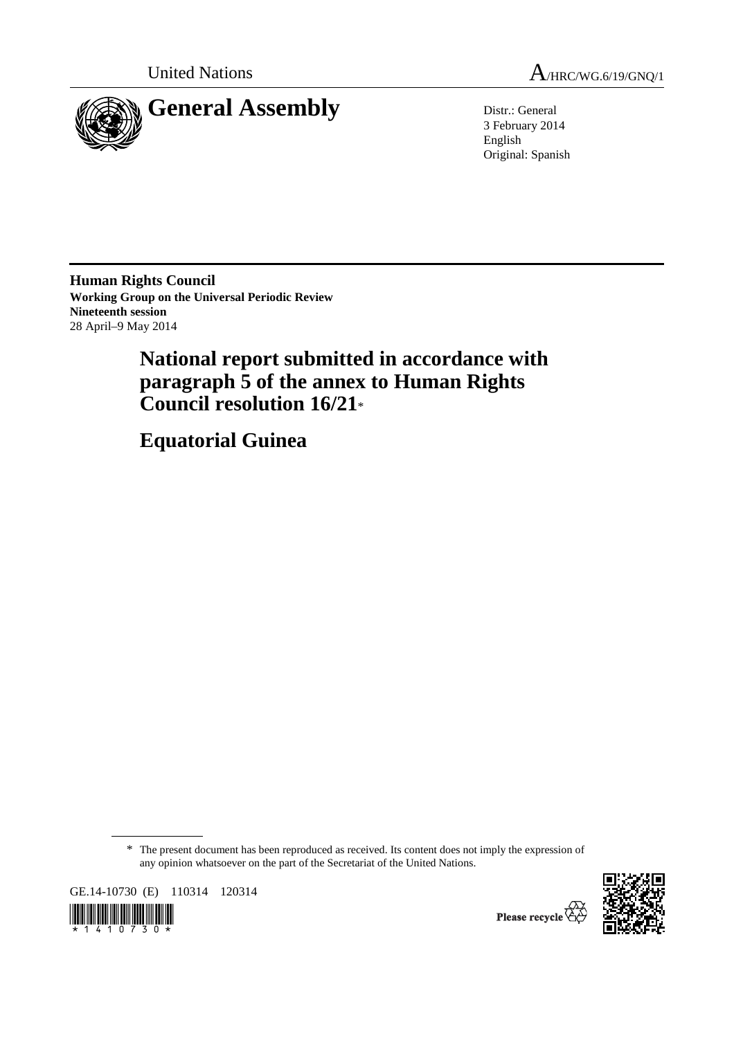United Nations

A/HRC/WG.6/19/GNQ/1

# General Assembly

Distr.: General
3 February 2014
English
Original: Spanish

**Human Rights Council**
**Working Group on the Universal Periodic Review**
**Nineteenth session**
28 April–9 May 2014

# National report submitted in accordance with paragraph 5 of the annex to Human Rights Council resolution 16/21*

# Equatorial Guinea

\* The present document has been reproduced as received. Its content does not imply the expression of any opinion whatsoever on the part of the Secretariat of the United Nations.

GE.14-10730 (E) 110314 120314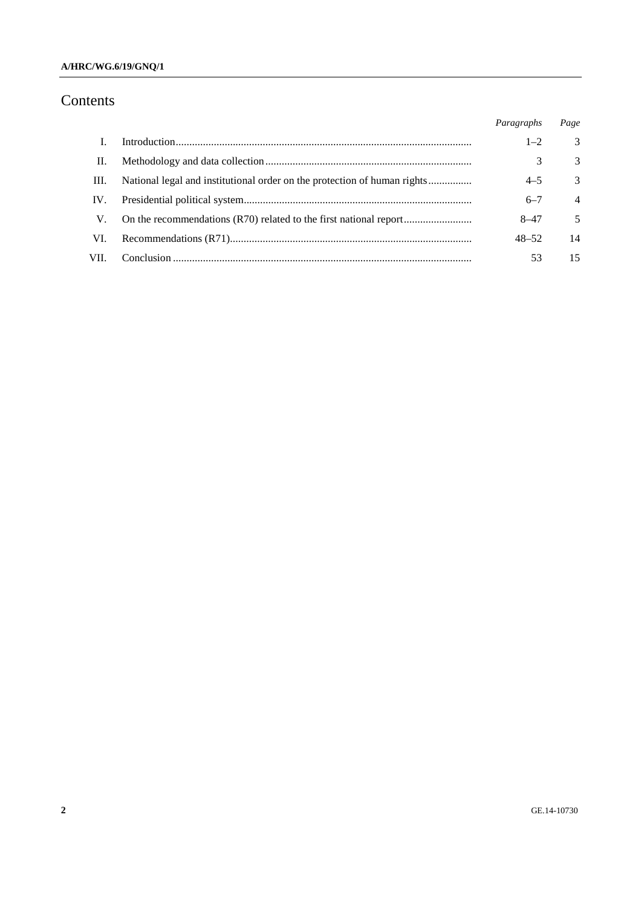# Contents

| | | *Paragraphs* | *Page* |
|---|---|---|---|
| I. | Introduction | 1–2 | 3 |
| II. | Methodology and data collection | 3 | 3 |
| III. | National legal and institutional order on the protection of human rights | 4–5 | 3 |
| IV. | Presidential political system | 6–7 | 4 |
| V. | On the recommendations (R70) related to the first national report | 8–47 | 5 |
| VI. | Recommendations (R71) | 48–52 | 14 |
| VII. | Conclusion | 53 | 15 |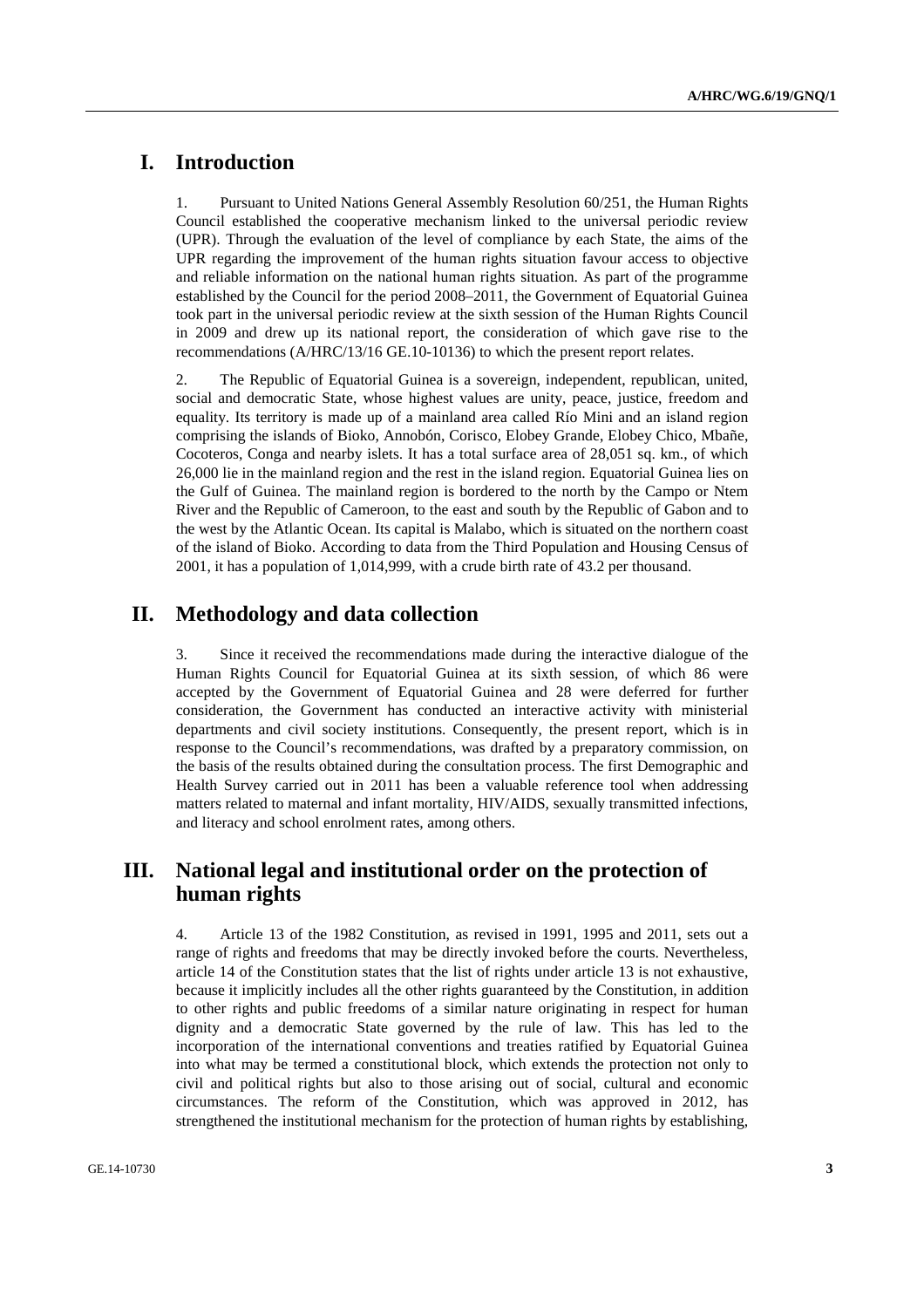# I. Introduction

1. Pursuant to United Nations General Assembly Resolution 60/251, the Human Rights Council established the cooperative mechanism linked to the universal periodic review (UPR). Through the evaluation of the level of compliance by each State, the aims of the UPR regarding the improvement of the human rights situation favour access to objective and reliable information on the national human rights situation. As part of the programme established by the Council for the period 2008–2011, the Government of Equatorial Guinea took part in the universal periodic review at the sixth session of the Human Rights Council in 2009 and drew up its national report, the consideration of which gave rise to the recommendations (A/HRC/13/16 GE.10-10136) to which the present report relates.

2. The Republic of Equatorial Guinea is a sovereign, independent, republican, united, social and democratic State, whose highest values are unity, peace, justice, freedom and equality. Its territory is made up of a mainland area called Río Mini and an island region comprising the islands of Bioko, Annobón, Corisco, Elobey Grande, Elobey Chico, Mbañe, Cocoteros, Conga and nearby islets. It has a total surface area of 28,051 sq. km., of which 26,000 lie in the mainland region and the rest in the island region. Equatorial Guinea lies on the Gulf of Guinea. The mainland region is bordered to the north by the Campo or Ntem River and the Republic of Cameroon, to the east and south by the Republic of Gabon and to the west by the Atlantic Ocean. Its capital is Malabo, which is situated on the northern coast of the island of Bioko. According to data from the Third Population and Housing Census of 2001, it has a population of 1,014,999, with a crude birth rate of 43.2 per thousand.

# II. Methodology and data collection

3. Since it received the recommendations made during the interactive dialogue of the Human Rights Council for Equatorial Guinea at its sixth session, of which 86 were accepted by the Government of Equatorial Guinea and 28 were deferred for further consideration, the Government has conducted an interactive activity with ministerial departments and civil society institutions. Consequently, the present report, which is in response to the Council's recommendations, was drafted by a preparatory commission, on the basis of the results obtained during the consultation process. The first Demographic and Health Survey carried out in 2011 has been a valuable reference tool when addressing matters related to maternal and infant mortality, HIV/AIDS, sexually transmitted infections, and literacy and school enrolment rates, among others.

# III. National legal and institutional order on the protection of human rights

4. Article 13 of the 1982 Constitution, as revised in 1991, 1995 and 2011, sets out a range of rights and freedoms that may be directly invoked before the courts. Nevertheless, article 14 of the Constitution states that the list of rights under article 13 is not exhaustive, because it implicitly includes all the other rights guaranteed by the Constitution, in addition to other rights and public freedoms of a similar nature originating in respect for human dignity and a democratic State governed by the rule of law. This has led to the incorporation of the international conventions and treaties ratified by Equatorial Guinea into what may be termed a constitutional block, which extends the protection not only to civil and political rights but also to those arising out of social, cultural and economic circumstances. The reform of the Constitution, which was approved in 2012, has strengthened the institutional mechanism for the protection of human rights by establishing,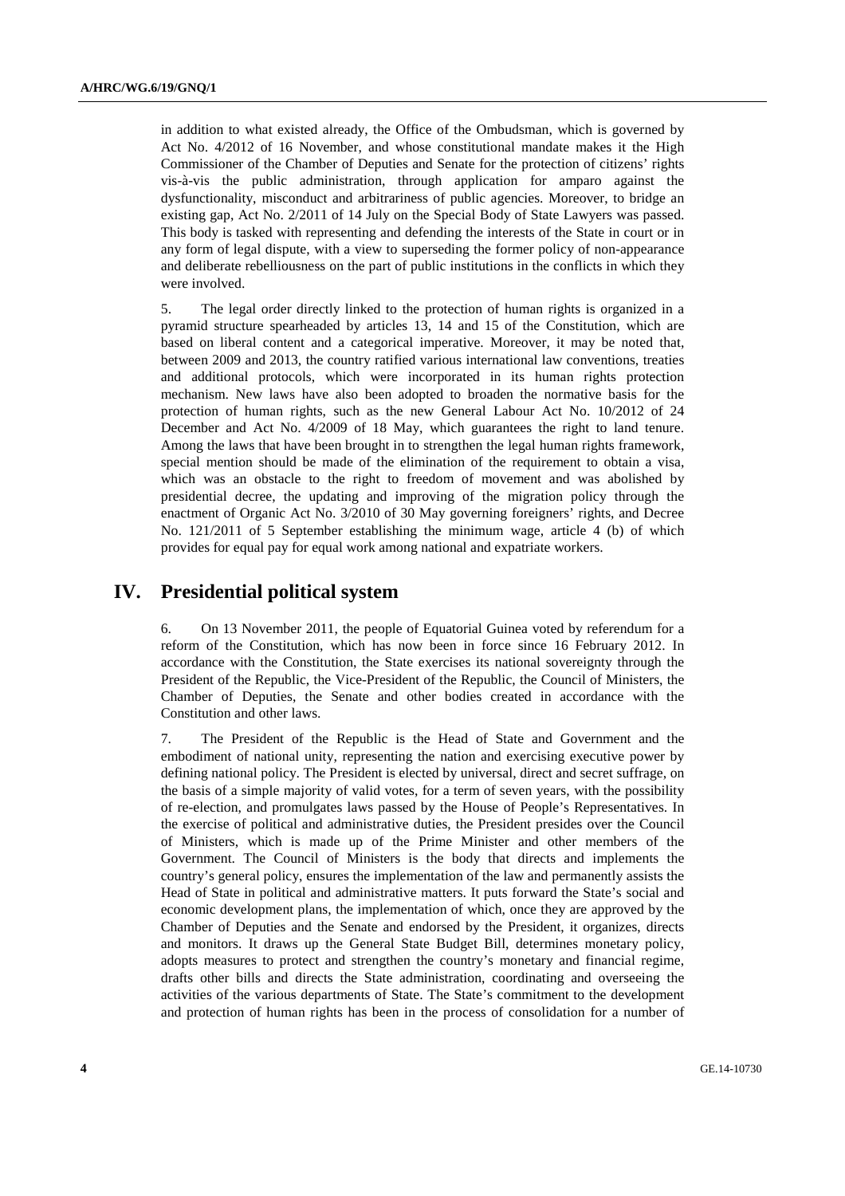in addition to what existed already, the Office of the Ombudsman, which is governed by Act No. 4/2012 of 16 November, and whose constitutional mandate makes it the High Commissioner of the Chamber of Deputies and Senate for the protection of citizens' rights vis-à-vis the public administration, through application for amparo against the dysfunctionality, misconduct and arbitrariness of public agencies. Moreover, to bridge an existing gap, Act No. 2/2011 of 14 July on the Special Body of State Lawyers was passed. This body is tasked with representing and defending the interests of the State in court or in any form of legal dispute, with a view to superseding the former policy of non-appearance and deliberate rebelliousness on the part of public institutions in the conflicts in which they were involved.

5. The legal order directly linked to the protection of human rights is organized in a pyramid structure spearheaded by articles 13, 14 and 15 of the Constitution, which are based on liberal content and a categorical imperative. Moreover, it may be noted that, between 2009 and 2013, the country ratified various international law conventions, treaties and additional protocols, which were incorporated in its human rights protection mechanism. New laws have also been adopted to broaden the normative basis for the protection of human rights, such as the new General Labour Act No. 10/2012 of 24 December and Act No. 4/2009 of 18 May, which guarantees the right to land tenure. Among the laws that have been brought in to strengthen the legal human rights framework, special mention should be made of the elimination of the requirement to obtain a visa, which was an obstacle to the right to freedom of movement and was abolished by presidential decree, the updating and improving of the migration policy through the enactment of Organic Act No. 3/2010 of 30 May governing foreigners' rights, and Decree No. 121/2011 of 5 September establishing the minimum wage, article 4 (b) of which provides for equal pay for equal work among national and expatriate workers.

## IV. Presidential political system

6. On 13 November 2011, the people of Equatorial Guinea voted by referendum for a reform of the Constitution, which has now been in force since 16 February 2012. In accordance with the Constitution, the State exercises its national sovereignty through the President of the Republic, the Vice-President of the Republic, the Council of Ministers, the Chamber of Deputies, the Senate and other bodies created in accordance with the Constitution and other laws.

7. The President of the Republic is the Head of State and Government and the embodiment of national unity, representing the nation and exercising executive power by defining national policy. The President is elected by universal, direct and secret suffrage, on the basis of a simple majority of valid votes, for a term of seven years, with the possibility of re-election, and promulgates laws passed by the House of People's Representatives. In the exercise of political and administrative duties, the President presides over the Council of Ministers, which is made up of the Prime Minister and other members of the Government. The Council of Ministers is the body that directs and implements the country's general policy, ensures the implementation of the law and permanently assists the Head of State in political and administrative matters. It puts forward the State's social and economic development plans, the implementation of which, once they are approved by the Chamber of Deputies and the Senate and endorsed by the President, it organizes, directs and monitors. It draws up the General State Budget Bill, determines monetary policy, adopts measures to protect and strengthen the country's monetary and financial regime, drafts other bills and directs the State administration, coordinating and overseeing the activities of the various departments of State. The State's commitment to the development and protection of human rights has been in the process of consolidation for a number of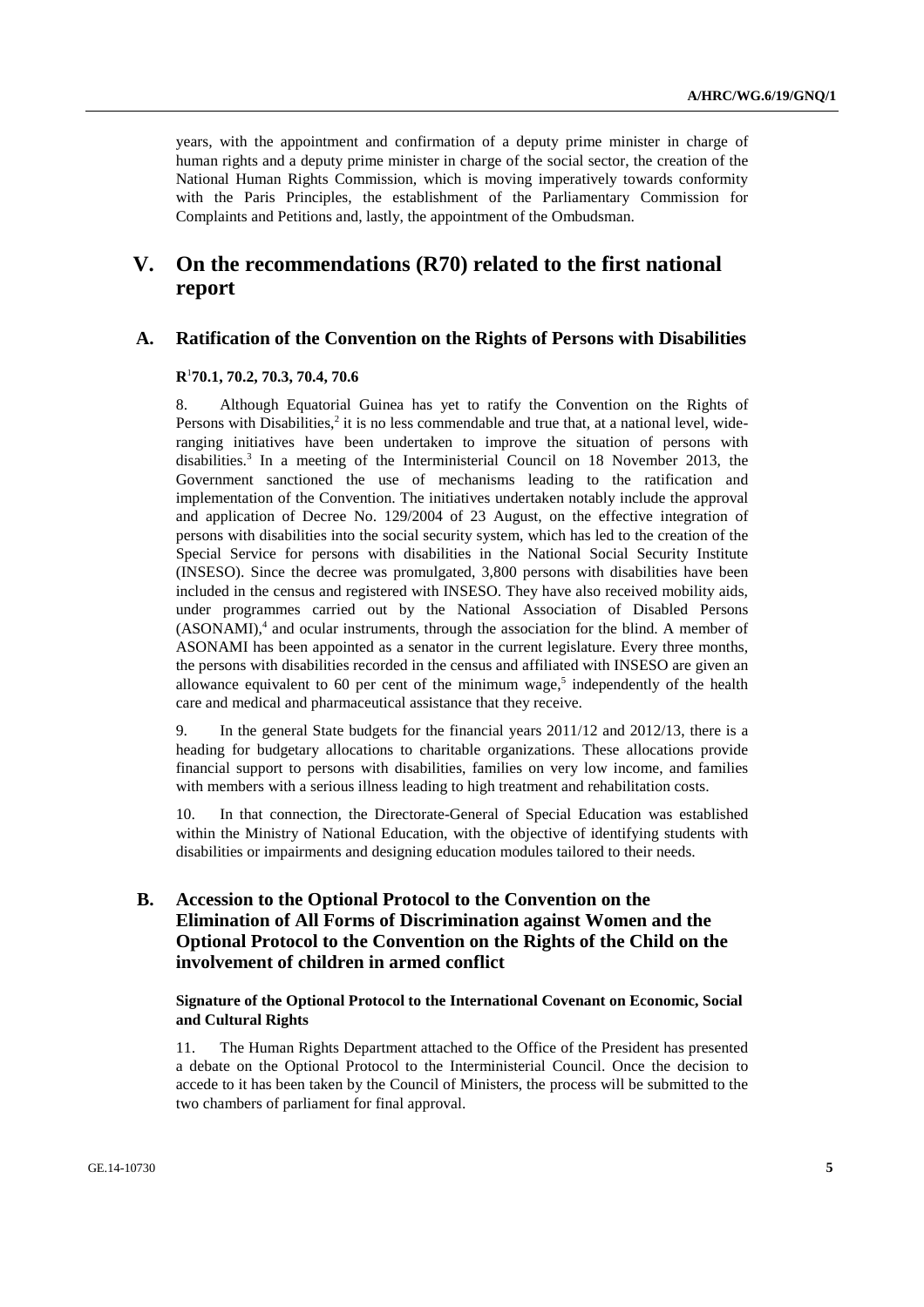years, with the appointment and confirmation of a deputy prime minister in charge of human rights and a deputy prime minister in charge of the social sector, the creation of the National Human Rights Commission, which is moving imperatively towards conformity with the Paris Principles, the establishment of the Parliamentary Commission for Complaints and Petitions and, lastly, the appointment of the Ombudsman.

# V. On the recommendations (R70) related to the first national report

## A. Ratification of the Convention on the Rights of Persons with Disabilities

**R[1]70.1, 70.2, 70.3, 70.4, 70.6**

8. Although Equatorial Guinea has yet to ratify the Convention on the Rights of Persons with Disabilities,[2] it is no less commendable and true that, at a national level, wide-ranging initiatives have been undertaken to improve the situation of persons with disabilities.[3] In a meeting of the Interministerial Council on 18 November 2013, the Government sanctioned the use of mechanisms leading to the ratification and implementation of the Convention. The initiatives undertaken notably include the approval and application of Decree No. 129/2004 of 23 August, on the effective integration of persons with disabilities into the social security system, which has led to the creation of the Special Service for persons with disabilities in the National Social Security Institute (INSESO). Since the decree was promulgated, 3,800 persons with disabilities have been included in the census and registered with INSESO. They have also received mobility aids, under programmes carried out by the National Association of Disabled Persons (ASONAMI),[4] and ocular instruments, through the association for the blind. A member of ASONAMI has been appointed as a senator in the current legislature. Every three months, the persons with disabilities recorded in the census and affiliated with INSESO are given an allowance equivalent to 60 per cent of the minimum wage,[5] independently of the health care and medical and pharmaceutical assistance that they receive.

9. In the general State budgets for the financial years 2011/12 and 2012/13, there is a heading for budgetary allocations to charitable organizations. These allocations provide financial support to persons with disabilities, families on very low income, and families with members with a serious illness leading to high treatment and rehabilitation costs.

10. In that connection, the Directorate-General of Special Education was established within the Ministry of National Education, with the objective of identifying students with disabilities or impairments and designing education modules tailored to their needs.

## B. Accession to the Optional Protocol to the Convention on the Elimination of All Forms of Discrimination against Women and the Optional Protocol to the Convention on the Rights of the Child on the involvement of children in armed conflict

**Signature of the Optional Protocol to the International Covenant on Economic, Social and Cultural Rights**

11. The Human Rights Department attached to the Office of the President has presented a debate on the Optional Protocol to the Interministerial Council. Once the decision to accede to it has been taken by the Council of Ministers, the process will be submitted to the two chambers of parliament for final approval.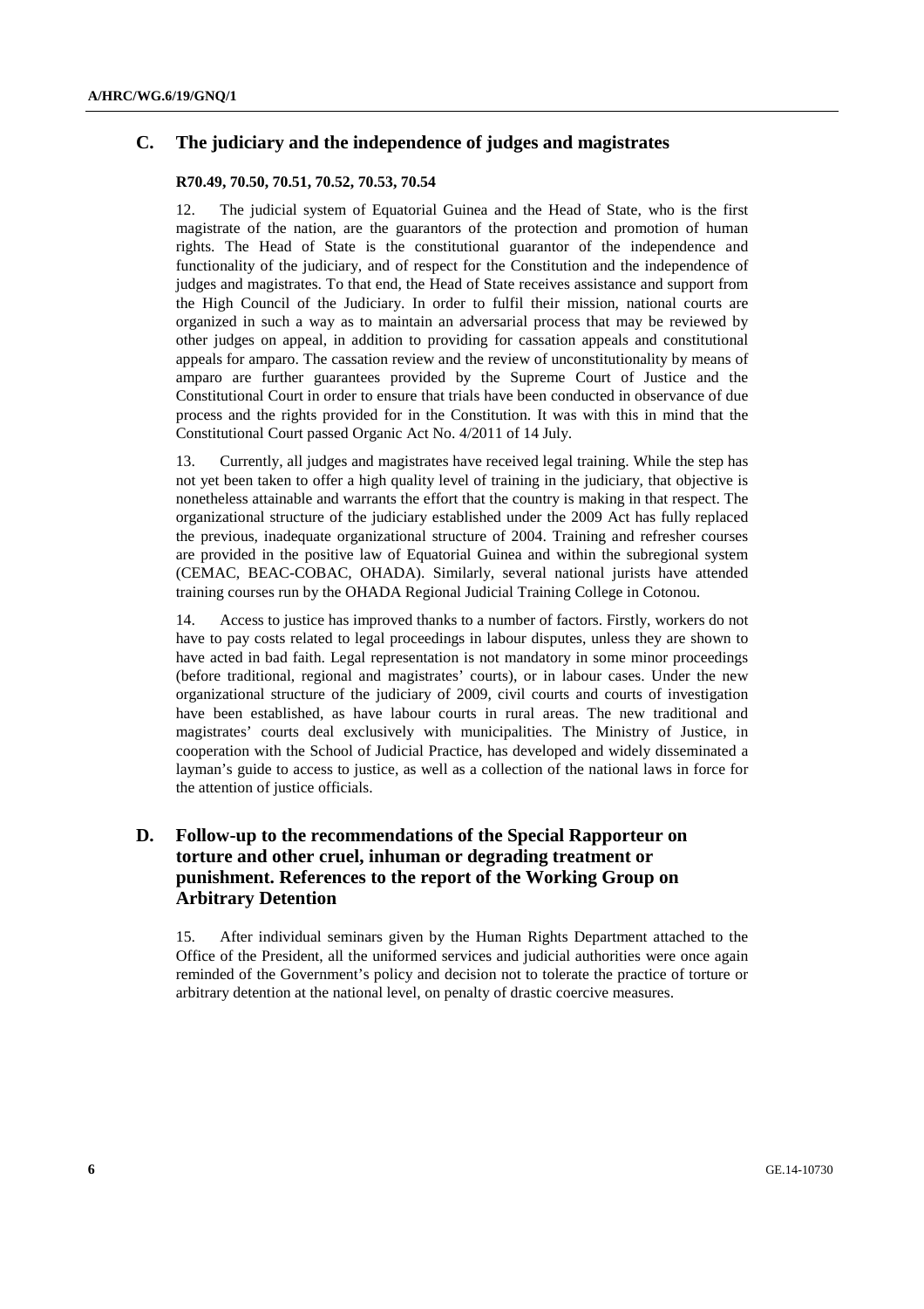## C. The judiciary and the independence of judges and magistrates

**R70.49, 70.50, 70.51, 70.52, 70.53, 70.54**

12. The judicial system of Equatorial Guinea and the Head of State, who is the first magistrate of the nation, are the guarantors of the protection and promotion of human rights. The Head of State is the constitutional guarantor of the independence and functionality of the judiciary, and of respect for the Constitution and the independence of judges and magistrates. To that end, the Head of State receives assistance and support from the High Council of the Judiciary. In order to fulfil their mission, national courts are organized in such a way as to maintain an adversarial process that may be reviewed by other judges on appeal, in addition to providing for cassation appeals and constitutional appeals for amparo. The cassation review and the review of unconstitutionality by means of amparo are further guarantees provided by the Supreme Court of Justice and the Constitutional Court in order to ensure that trials have been conducted in observance of due process and the rights provided for in the Constitution. It was with this in mind that the Constitutional Court passed Organic Act No. 4/2011 of 14 July.

13. Currently, all judges and magistrates have received legal training. While the step has not yet been taken to offer a high quality level of training in the judiciary, that objective is nonetheless attainable and warrants the effort that the country is making in that respect. The organizational structure of the judiciary established under the 2009 Act has fully replaced the previous, inadequate organizational structure of 2004. Training and refresher courses are provided in the positive law of Equatorial Guinea and within the subregional system (CEMAC, BEAC-COBAC, OHADA). Similarly, several national jurists have attended training courses run by the OHADA Regional Judicial Training College in Cotonou.

14. Access to justice has improved thanks to a number of factors. Firstly, workers do not have to pay costs related to legal proceedings in labour disputes, unless they are shown to have acted in bad faith. Legal representation is not mandatory in some minor proceedings (before traditional, regional and magistrates' courts), or in labour cases. Under the new organizational structure of the judiciary of 2009, civil courts and courts of investigation have been established, as have labour courts in rural areas. The new traditional and magistrates' courts deal exclusively with municipalities. The Ministry of Justice, in cooperation with the School of Judicial Practice, has developed and widely disseminated a layman's guide to access to justice, as well as a collection of the national laws in force for the attention of justice officials.

## D. Follow-up to the recommendations of the Special Rapporteur on torture and other cruel, inhuman or degrading treatment or punishment. References to the report of the Working Group on Arbitrary Detention

15. After individual seminars given by the Human Rights Department attached to the Office of the President, all the uniformed services and judicial authorities were once again reminded of the Government's policy and decision not to tolerate the practice of torture or arbitrary detention at the national level, on penalty of drastic coercive measures.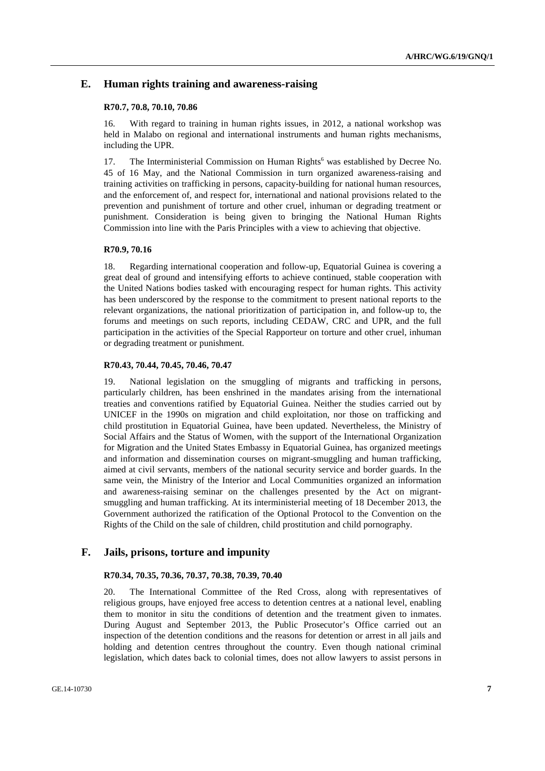## E. Human rights training and awareness-raising

### R70.7, 70.8, 70.10, 70.86

16. With regard to training in human rights issues, in 2012, a national workshop was held in Malabo on regional and international instruments and human rights mechanisms, including the UPR.

17. The Interministerial Commission on Human Rights[6] was established by Decree No. 45 of 16 May, and the National Commission in turn organized awareness-raising and training activities on trafficking in persons, capacity-building for national human resources, and the enforcement of, and respect for, international and national provisions related to the prevention and punishment of torture and other cruel, inhuman or degrading treatment or punishment. Consideration is being given to bringing the National Human Rights Commission into line with the Paris Principles with a view to achieving that objective.

### R70.9, 70.16

18. Regarding international cooperation and follow-up, Equatorial Guinea is covering a great deal of ground and intensifying efforts to achieve continued, stable cooperation with the United Nations bodies tasked with encouraging respect for human rights. This activity has been underscored by the response to the commitment to present national reports to the relevant organizations, the national prioritization of participation in, and follow-up to, the forums and meetings on such reports, including CEDAW, CRC and UPR, and the full participation in the activities of the Special Rapporteur on torture and other cruel, inhuman or degrading treatment or punishment.

### R70.43, 70.44, 70.45, 70.46, 70.47

19. National legislation on the smuggling of migrants and trafficking in persons, particularly children, has been enshrined in the mandates arising from the international treaties and conventions ratified by Equatorial Guinea. Neither the studies carried out by UNICEF in the 1990s on migration and child exploitation, nor those on trafficking and child prostitution in Equatorial Guinea, have been updated. Nevertheless, the Ministry of Social Affairs and the Status of Women, with the support of the International Organization for Migration and the United States Embassy in Equatorial Guinea, has organized meetings and information and dissemination courses on migrant-smuggling and human trafficking, aimed at civil servants, members of the national security service and border guards. In the same vein, the Ministry of the Interior and Local Communities organized an information and awareness-raising seminar on the challenges presented by the Act on migrant-smuggling and human trafficking. At its interministerial meeting of 18 December 2013, the Government authorized the ratification of the Optional Protocol to the Convention on the Rights of the Child on the sale of children, child prostitution and child pornography.

## F. Jails, prisons, torture and impunity

### R70.34, 70.35, 70.36, 70.37, 70.38, 70.39, 70.40

20. The International Committee of the Red Cross, along with representatives of religious groups, have enjoyed free access to detention centres at a national level, enabling them to monitor in situ the conditions of detention and the treatment given to inmates. During August and September 2013, the Public Prosecutor's Office carried out an inspection of the detention conditions and the reasons for detention or arrest in all jails and holding and detention centres throughout the country. Even though national criminal legislation, which dates back to colonial times, does not allow lawyers to assist persons in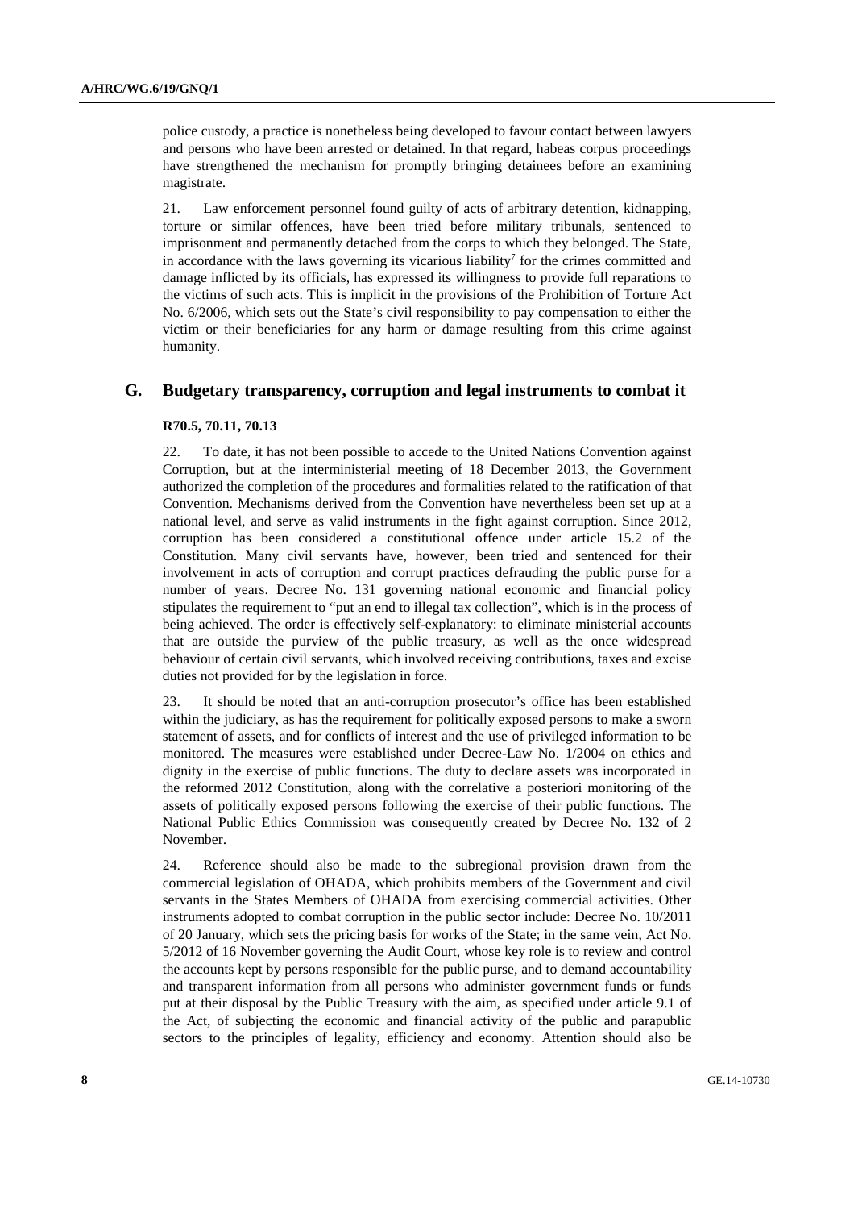police custody, a practice is nonetheless being developed to favour contact between lawyers and persons who have been arrested or detained. In that regard, habeas corpus proceedings have strengthened the mechanism for promptly bringing detainees before an examining magistrate.

21. Law enforcement personnel found guilty of acts of arbitrary detention, kidnapping, torture or similar offences, have been tried before military tribunals, sentenced to imprisonment and permanently detached from the corps to which they belonged. The State, in accordance with the laws governing its vicarious liability[7] for the crimes committed and damage inflicted by its officials, has expressed its willingness to provide full reparations to the victims of such acts. This is implicit in the provisions of the Prohibition of Torture Act No. 6/2006, which sets out the State's civil responsibility to pay compensation to either the victim or their beneficiaries for any harm or damage resulting from this crime against humanity.

## G. Budgetary transparency, corruption and legal instruments to combat it

**R70.5, 70.11, 70.13**

22. To date, it has not been possible to accede to the United Nations Convention against Corruption, but at the interministerial meeting of 18 December 2013, the Government authorized the completion of the procedures and formalities related to the ratification of that Convention. Mechanisms derived from the Convention have nevertheless been set up at a national level, and serve as valid instruments in the fight against corruption. Since 2012, corruption has been considered a constitutional offence under article 15.2 of the Constitution. Many civil servants have, however, been tried and sentenced for their involvement in acts of corruption and corrupt practices defrauding the public purse for a number of years. Decree No. 131 governing national economic and financial policy stipulates the requirement to "put an end to illegal tax collection", which is in the process of being achieved. The order is effectively self-explanatory: to eliminate ministerial accounts that are outside the purview of the public treasury, as well as the once widespread behaviour of certain civil servants, which involved receiving contributions, taxes and excise duties not provided for by the legislation in force.

23. It should be noted that an anti-corruption prosecutor's office has been established within the judiciary, as has the requirement for politically exposed persons to make a sworn statement of assets, and for conflicts of interest and the use of privileged information to be monitored. The measures were established under Decree-Law No. 1/2004 on ethics and dignity in the exercise of public functions. The duty to declare assets was incorporated in the reformed 2012 Constitution, along with the correlative a posteriori monitoring of the assets of politically exposed persons following the exercise of their public functions. The National Public Ethics Commission was consequently created by Decree No. 132 of 2 November.

24. Reference should also be made to the subregional provision drawn from the commercial legislation of OHADA, which prohibits members of the Government and civil servants in the States Members of OHADA from exercising commercial activities. Other instruments adopted to combat corruption in the public sector include: Decree No. 10/2011 of 20 January, which sets the pricing basis for works of the State; in the same vein, Act No. 5/2012 of 16 November governing the Audit Court, whose key role is to review and control the accounts kept by persons responsible for the public purse, and to demand accountability and transparent information from all persons who administer government funds or funds put at their disposal by the Public Treasury with the aim, as specified under article 9.1 of the Act, of subjecting the economic and financial activity of the public and parapublic sectors to the principles of legality, efficiency and economy. Attention should also be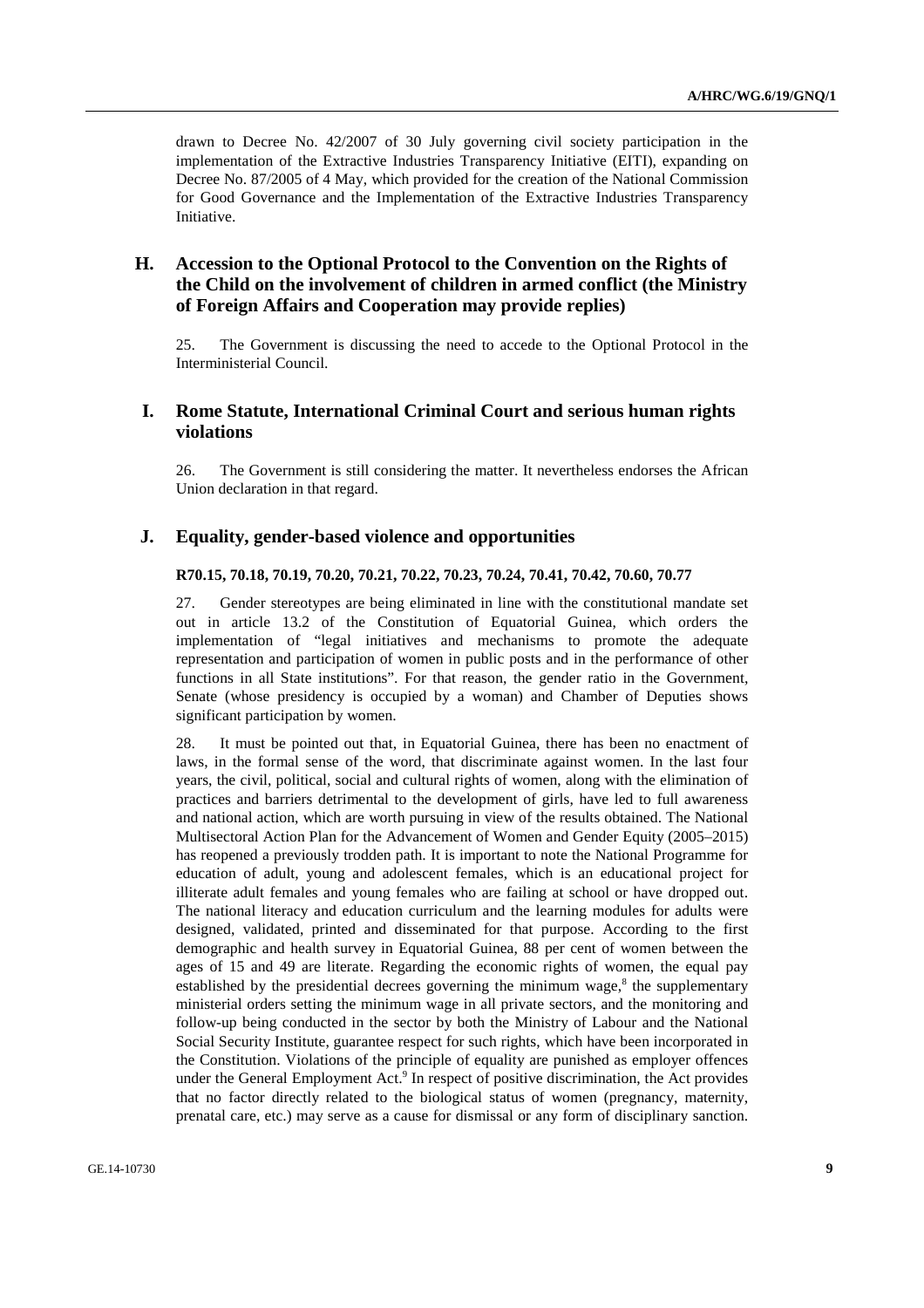drawn to Decree No. 42/2007 of 30 July governing civil society participation in the implementation of the Extractive Industries Transparency Initiative (EITI), expanding on Decree No. 87/2005 of 4 May, which provided for the creation of the National Commission for Good Governance and the Implementation of the Extractive Industries Transparency Initiative.

## H. Accession to the Optional Protocol to the Convention on the Rights of the Child on the involvement of children in armed conflict (the Ministry of Foreign Affairs and Cooperation may provide replies)

25. The Government is discussing the need to accede to the Optional Protocol in the Interministerial Council.

## I. Rome Statute, International Criminal Court and serious human rights violations

26. The Government is still considering the matter. It nevertheless endorses the African Union declaration in that regard.

## J. Equality, gender-based violence and opportunities

**R70.15, 70.18, 70.19, 70.20, 70.21, 70.22, 70.23, 70.24, 70.41, 70.42, 70.60, 70.77**

27. Gender stereotypes are being eliminated in line with the constitutional mandate set out in article 13.2 of the Constitution of Equatorial Guinea, which orders the implementation of "legal initiatives and mechanisms to promote the adequate representation and participation of women in public posts and in the performance of other functions in all State institutions". For that reason, the gender ratio in the Government, Senate (whose presidency is occupied by a woman) and Chamber of Deputies shows significant participation by women.

28. It must be pointed out that, in Equatorial Guinea, there has been no enactment of laws, in the formal sense of the word, that discriminate against women. In the last four years, the civil, political, social and cultural rights of women, along with the elimination of practices and barriers detrimental to the development of girls, have led to full awareness and national action, which are worth pursuing in view of the results obtained. The National Multisectoral Action Plan for the Advancement of Women and Gender Equity (2005–2015) has reopened a previously trodden path. It is important to note the National Programme for education of adult, young and adolescent females, which is an educational project for illiterate adult females and young females who are failing at school or have dropped out. The national literacy and education curriculum and the learning modules for adults were designed, validated, printed and disseminated for that purpose. According to the first demographic and health survey in Equatorial Guinea, 88 per cent of women between the ages of 15 and 49 are literate. Regarding the economic rights of women, the equal pay established by the presidential decrees governing the minimum wage,[8] the supplementary ministerial orders setting the minimum wage in all private sectors, and the monitoring and follow-up being conducted in the sector by both the Ministry of Labour and the National Social Security Institute, guarantee respect for such rights, which have been incorporated in the Constitution. Violations of the principle of equality are punished as employer offences under the General Employment Act.[9] In respect of positive discrimination, the Act provides that no factor directly related to the biological status of women (pregnancy, maternity, prenatal care, etc.) may serve as a cause for dismissal or any form of disciplinary sanction.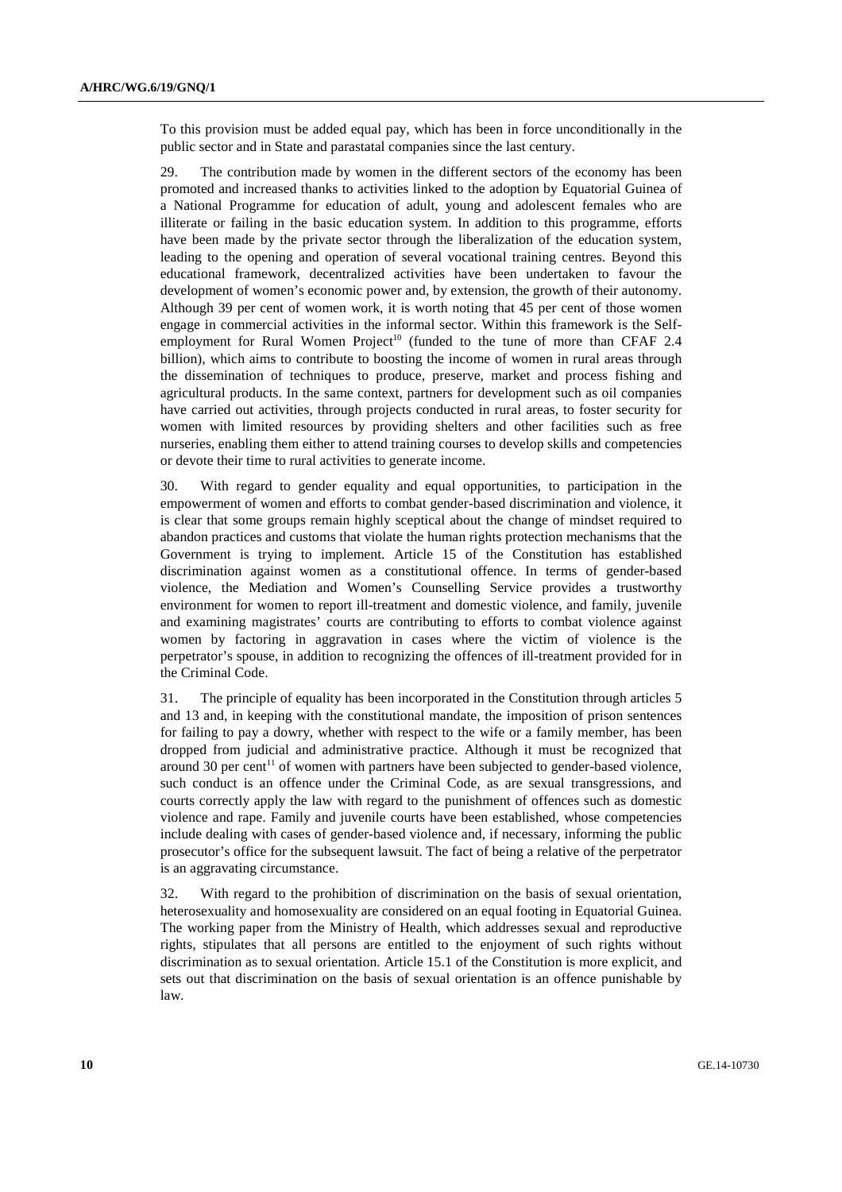To this provision must be added equal pay, which has been in force unconditionally in the public sector and in State and parastatal companies since the last century.

29. The contribution made by women in the different sectors of the economy has been promoted and increased thanks to activities linked to the adoption by Equatorial Guinea of a National Programme for education of adult, young and adolescent females who are illiterate or failing in the basic education system. In addition to this programme, efforts have been made by the private sector through the liberalization of the education system, leading to the opening and operation of several vocational training centres. Beyond this educational framework, decentralized activities have been undertaken to favour the development of women's economic power and, by extension, the growth of their autonomy. Although 39 per cent of women work, it is worth noting that 45 per cent of those women engage in commercial activities in the informal sector. Within this framework is the Self-employment for Rural Women Project[10] (funded to the tune of more than CFAF 2.4 billion), which aims to contribute to boosting the income of women in rural areas through the dissemination of techniques to produce, preserve, market and process fishing and agricultural products. In the same context, partners for development such as oil companies have carried out activities, through projects conducted in rural areas, to foster security for women with limited resources by providing shelters and other facilities such as free nurseries, enabling them either to attend training courses to develop skills and competencies or devote their time to rural activities to generate income.

30. With regard to gender equality and equal opportunities, to participation in the empowerment of women and efforts to combat gender-based discrimination and violence, it is clear that some groups remain highly sceptical about the change of mindset required to abandon practices and customs that violate the human rights protection mechanisms that the Government is trying to implement. Article 15 of the Constitution has established discrimination against women as a constitutional offence. In terms of gender-based violence, the Mediation and Women's Counselling Service provides a trustworthy environment for women to report ill-treatment and domestic violence, and family, juvenile and examining magistrates' courts are contributing to efforts to combat violence against women by factoring in aggravation in cases where the victim of violence is the perpetrator's spouse, in addition to recognizing the offences of ill-treatment provided for in the Criminal Code.

31. The principle of equality has been incorporated in the Constitution through articles 5 and 13 and, in keeping with the constitutional mandate, the imposition of prison sentences for failing to pay a dowry, whether with respect to the wife or a family member, has been dropped from judicial and administrative practice. Although it must be recognized that around 30 per cent[11] of women with partners have been subjected to gender-based violence, such conduct is an offence under the Criminal Code, as are sexual transgressions, and courts correctly apply the law with regard to the punishment of offences such as domestic violence and rape. Family and juvenile courts have been established, whose competencies include dealing with cases of gender-based violence and, if necessary, informing the public prosecutor's office for the subsequent lawsuit. The fact of being a relative of the perpetrator is an aggravating circumstance.

32. With regard to the prohibition of discrimination on the basis of sexual orientation, heterosexuality and homosexuality are considered on an equal footing in Equatorial Guinea. The working paper from the Ministry of Health, which addresses sexual and reproductive rights, stipulates that all persons are entitled to the enjoyment of such rights without discrimination as to sexual orientation. Article 15.1 of the Constitution is more explicit, and sets out that discrimination on the basis of sexual orientation is an offence punishable by law.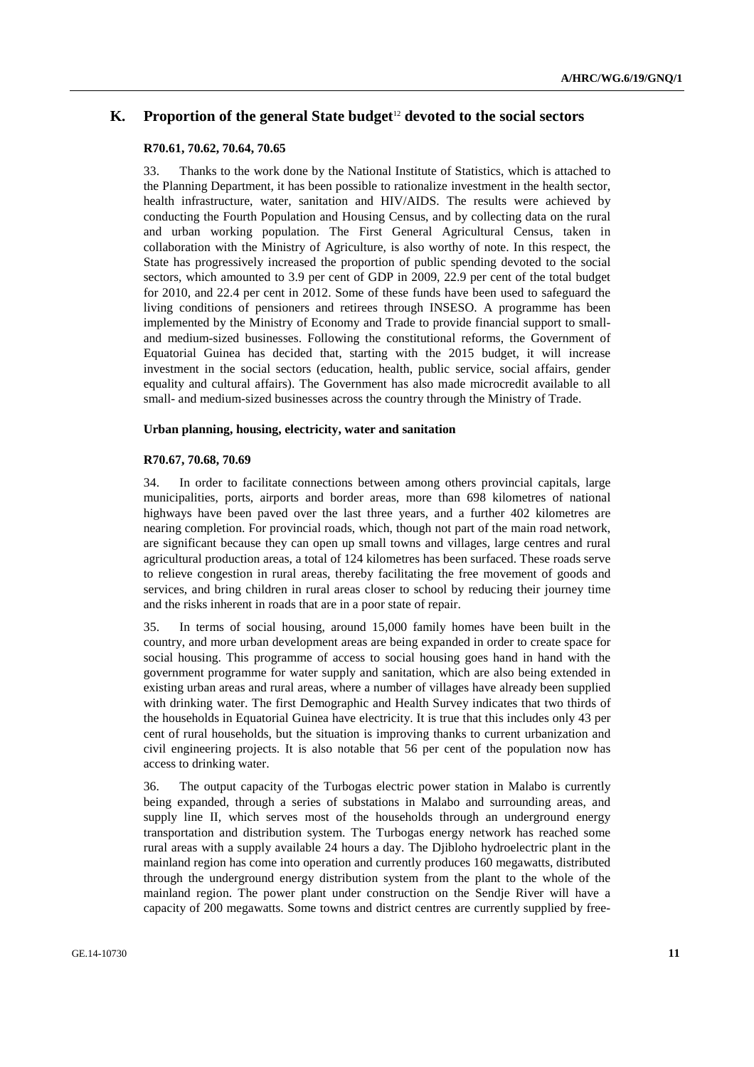## K. Proportion of the general State budget[12] devoted to the social sectors

### R70.61, 70.62, 70.64, 70.65

33. Thanks to the work done by the National Institute of Statistics, which is attached to the Planning Department, it has been possible to rationalize investment in the health sector, health infrastructure, water, sanitation and HIV/AIDS. The results were achieved by conducting the Fourth Population and Housing Census, and by collecting data on the rural and urban working population. The First General Agricultural Census, taken in collaboration with the Ministry of Agriculture, is also worthy of note. In this respect, the State has progressively increased the proportion of public spending devoted to the social sectors, which amounted to 3.9 per cent of GDP in 2009, 22.9 per cent of the total budget for 2010, and 22.4 per cent in 2012. Some of these funds have been used to safeguard the living conditions of pensioners and retirees through INSESO. A programme has been implemented by the Ministry of Economy and Trade to provide financial support to small- and medium-sized businesses. Following the constitutional reforms, the Government of Equatorial Guinea has decided that, starting with the 2015 budget, it will increase investment in the social sectors (education, health, public service, social affairs, gender equality and cultural affairs). The Government has also made microcredit available to all small- and medium-sized businesses across the country through the Ministry of Trade.

### Urban planning, housing, electricity, water and sanitation

### R70.67, 70.68, 70.69

34. In order to facilitate connections between among others provincial capitals, large municipalities, ports, airports and border areas, more than 698 kilometres of national highways have been paved over the last three years, and a further 402 kilometres are nearing completion. For provincial roads, which, though not part of the main road network, are significant because they can open up small towns and villages, large centres and rural agricultural production areas, a total of 124 kilometres has been surfaced. These roads serve to relieve congestion in rural areas, thereby facilitating the free movement of goods and services, and bring children in rural areas closer to school by reducing their journey time and the risks inherent in roads that are in a poor state of repair.

35. In terms of social housing, around 15,000 family homes have been built in the country, and more urban development areas are being expanded in order to create space for social housing. This programme of access to social housing goes hand in hand with the government programme for water supply and sanitation, which are also being extended in existing urban areas and rural areas, where a number of villages have already been supplied with drinking water. The first Demographic and Health Survey indicates that two thirds of the households in Equatorial Guinea have electricity. It is true that this includes only 43 per cent of rural households, but the situation is improving thanks to current urbanization and civil engineering projects. It is also notable that 56 per cent of the population now has access to drinking water.

36. The output capacity of the Turbogas electric power station in Malabo is currently being expanded, through a series of substations in Malabo and surrounding areas, and supply line II, which serves most of the households through an underground energy transportation and distribution system. The Turbogas energy network has reached some rural areas with a supply available 24 hours a day. The Djibloho hydroelectric plant in the mainland region has come into operation and currently produces 160 megawatts, distributed through the underground energy distribution system from the plant to the whole of the mainland region. The power plant under construction on the Sendje River will have a capacity of 200 megawatts. Some towns and district centres are currently supplied by free-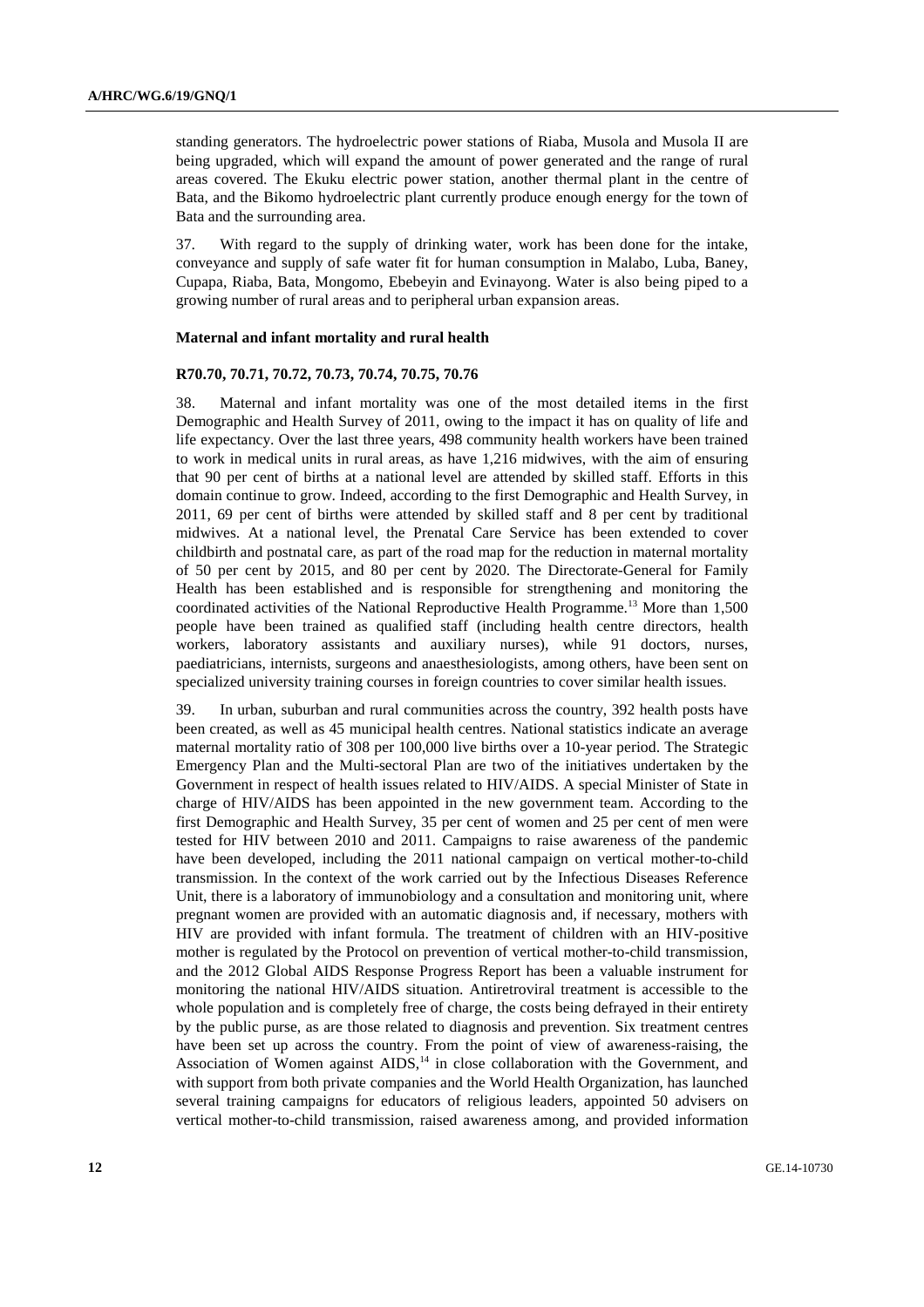standing generators. The hydroelectric power stations of Riaba, Musola and Musola II are being upgraded, which will expand the amount of power generated and the range of rural areas covered. The Ekuku electric power station, another thermal plant in the centre of Bata, and the Bikomo hydroelectric plant currently produce enough energy for the town of Bata and the surrounding area.

37. With regard to the supply of drinking water, work has been done for the intake, conveyance and supply of safe water fit for human consumption in Malabo, Luba, Baney, Cupapa, Riaba, Bata, Mongomo, Ebebeyin and Evinayong. Water is also being piped to a growing number of rural areas and to peripheral urban expansion areas.

### Maternal and infant mortality and rural health

#### R70.70, 70.71, 70.72, 70.73, 70.74, 70.75, 70.76

38. Maternal and infant mortality was one of the most detailed items in the first Demographic and Health Survey of 2011, owing to the impact it has on quality of life and life expectancy. Over the last three years, 498 community health workers have been trained to work in medical units in rural areas, as have 1,216 midwives, with the aim of ensuring that 90 per cent of births at a national level are attended by skilled staff. Efforts in this domain continue to grow. Indeed, according to the first Demographic and Health Survey, in 2011, 69 per cent of births were attended by skilled staff and 8 per cent by traditional midwives. At a national level, the Prenatal Care Service has been extended to cover childbirth and postnatal care, as part of the road map for the reduction in maternal mortality of 50 per cent by 2015, and 80 per cent by 2020. The Directorate-General for Family Health has been established and is responsible for strengthening and monitoring the coordinated activities of the National Reproductive Health Programme.[13] More than 1,500 people have been trained as qualified staff (including health centre directors, health workers, laboratory assistants and auxiliary nurses), while 91 doctors, nurses, paediatricians, internists, surgeons and anaesthesiologists, among others, have been sent on specialized university training courses in foreign countries to cover similar health issues.

39. In urban, suburban and rural communities across the country, 392 health posts have been created, as well as 45 municipal health centres. National statistics indicate an average maternal mortality ratio of 308 per 100,000 live births over a 10-year period. The Strategic Emergency Plan and the Multi-sectoral Plan are two of the initiatives undertaken by the Government in respect of health issues related to HIV/AIDS. A special Minister of State in charge of HIV/AIDS has been appointed in the new government team. According to the first Demographic and Health Survey, 35 per cent of women and 25 per cent of men were tested for HIV between 2010 and 2011. Campaigns to raise awareness of the pandemic have been developed, including the 2011 national campaign on vertical mother-to-child transmission. In the context of the work carried out by the Infectious Diseases Reference Unit, there is a laboratory of immunobiology and a consultation and monitoring unit, where pregnant women are provided with an automatic diagnosis and, if necessary, mothers with HIV are provided with infant formula. The treatment of children with an HIV-positive mother is regulated by the Protocol on prevention of vertical mother-to-child transmission, and the 2012 Global AIDS Response Progress Report has been a valuable instrument for monitoring the national HIV/AIDS situation. Antiretroviral treatment is accessible to the whole population and is completely free of charge, the costs being defrayed in their entirety by the public purse, as are those related to diagnosis and prevention. Six treatment centres have been set up across the country. From the point of view of awareness-raising, the Association of Women against AIDS,[14] in close collaboration with the Government, and with support from both private companies and the World Health Organization, has launched several training campaigns for educators of religious leaders, appointed 50 advisers on vertical mother-to-child transmission, raised awareness among, and provided information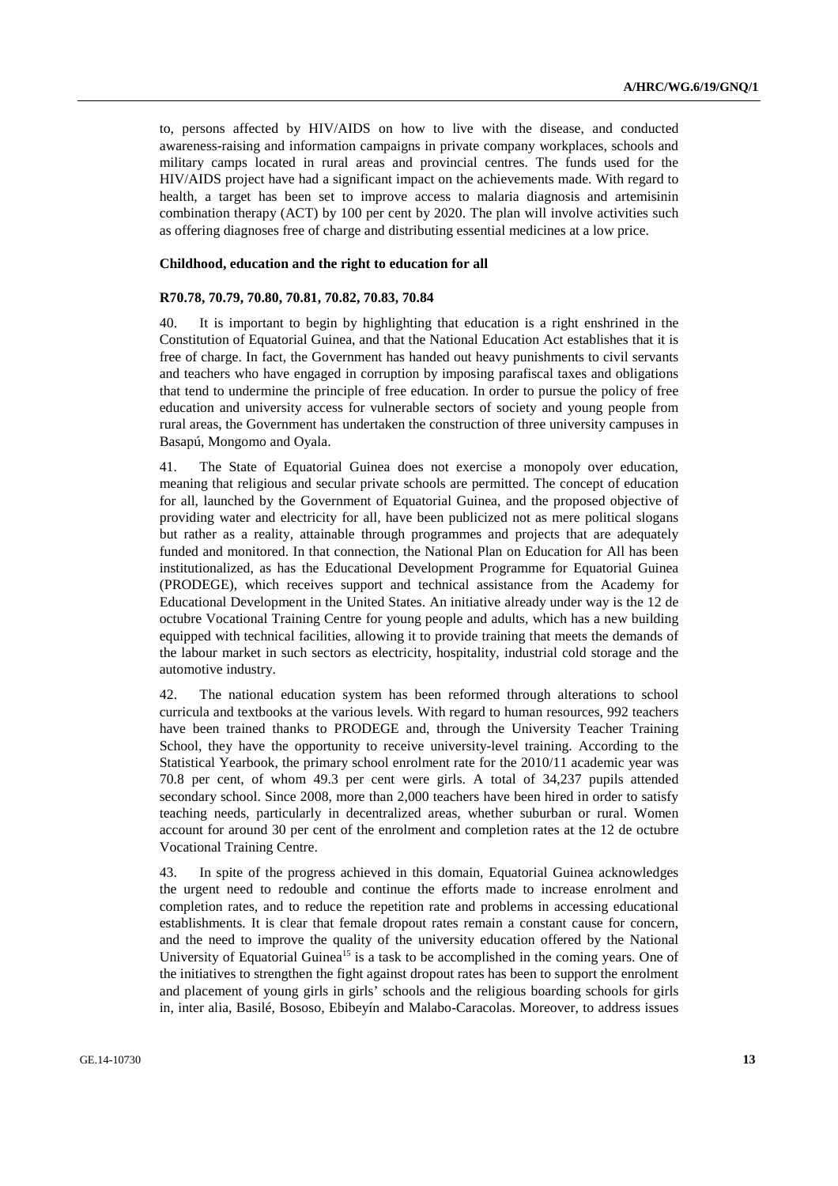to, persons affected by HIV/AIDS on how to live with the disease, and conducted awareness-raising and information campaigns in private company workplaces, schools and military camps located in rural areas and provincial centres. The funds used for the HIV/AIDS project have had a significant impact on the achievements made. With regard to health, a target has been set to improve access to malaria diagnosis and artemisinin combination therapy (ACT) by 100 per cent by 2020. The plan will involve activities such as offering diagnoses free of charge and distributing essential medicines at a low price.

**Childhood, education and the right to education for all**

**R70.78, 70.79, 70.80, 70.81, 70.82, 70.83, 70.84**

40. It is important to begin by highlighting that education is a right enshrined in the Constitution of Equatorial Guinea, and that the National Education Act establishes that it is free of charge. In fact, the Government has handed out heavy punishments to civil servants and teachers who have engaged in corruption by imposing parafiscal taxes and obligations that tend to undermine the principle of free education. In order to pursue the policy of free education and university access for vulnerable sectors of society and young people from rural areas, the Government has undertaken the construction of three university campuses in Basapú, Mongomo and Oyala.

41. The State of Equatorial Guinea does not exercise a monopoly over education, meaning that religious and secular private schools are permitted. The concept of education for all, launched by the Government of Equatorial Guinea, and the proposed objective of providing water and electricity for all, have been publicized not as mere political slogans but rather as a reality, attainable through programmes and projects that are adequately funded and monitored. In that connection, the National Plan on Education for All has been institutionalized, as has the Educational Development Programme for Equatorial Guinea (PRODEGE), which receives support and technical assistance from the Academy for Educational Development in the United States. An initiative already under way is the 12 de octubre Vocational Training Centre for young people and adults, which has a new building equipped with technical facilities, allowing it to provide training that meets the demands of the labour market in such sectors as electricity, hospitality, industrial cold storage and the automotive industry.

42. The national education system has been reformed through alterations to school curricula and textbooks at the various levels. With regard to human resources, 992 teachers have been trained thanks to PRODEGE and, through the University Teacher Training School, they have the opportunity to receive university-level training. According to the Statistical Yearbook, the primary school enrolment rate for the 2010/11 academic year was 70.8 per cent, of whom 49.3 per cent were girls. A total of 34,237 pupils attended secondary school. Since 2008, more than 2,000 teachers have been hired in order to satisfy teaching needs, particularly in decentralized areas, whether suburban or rural. Women account for around 30 per cent of the enrolment and completion rates at the 12 de octubre Vocational Training Centre.

43. In spite of the progress achieved in this domain, Equatorial Guinea acknowledges the urgent need to redouble and continue the efforts made to increase enrolment and completion rates, and to reduce the repetition rate and problems in accessing educational establishments. It is clear that female dropout rates remain a constant cause for concern, and the need to improve the quality of the university education offered by the National University of Equatorial Guinea[15] is a task to be accomplished in the coming years. One of the initiatives to strengthen the fight against dropout rates has been to support the enrolment and placement of young girls in girls' schools and the religious boarding schools for girls in, inter alia, Basilé, Bososo, Ebibeyín and Malabo-Caracolas. Moreover, to address issues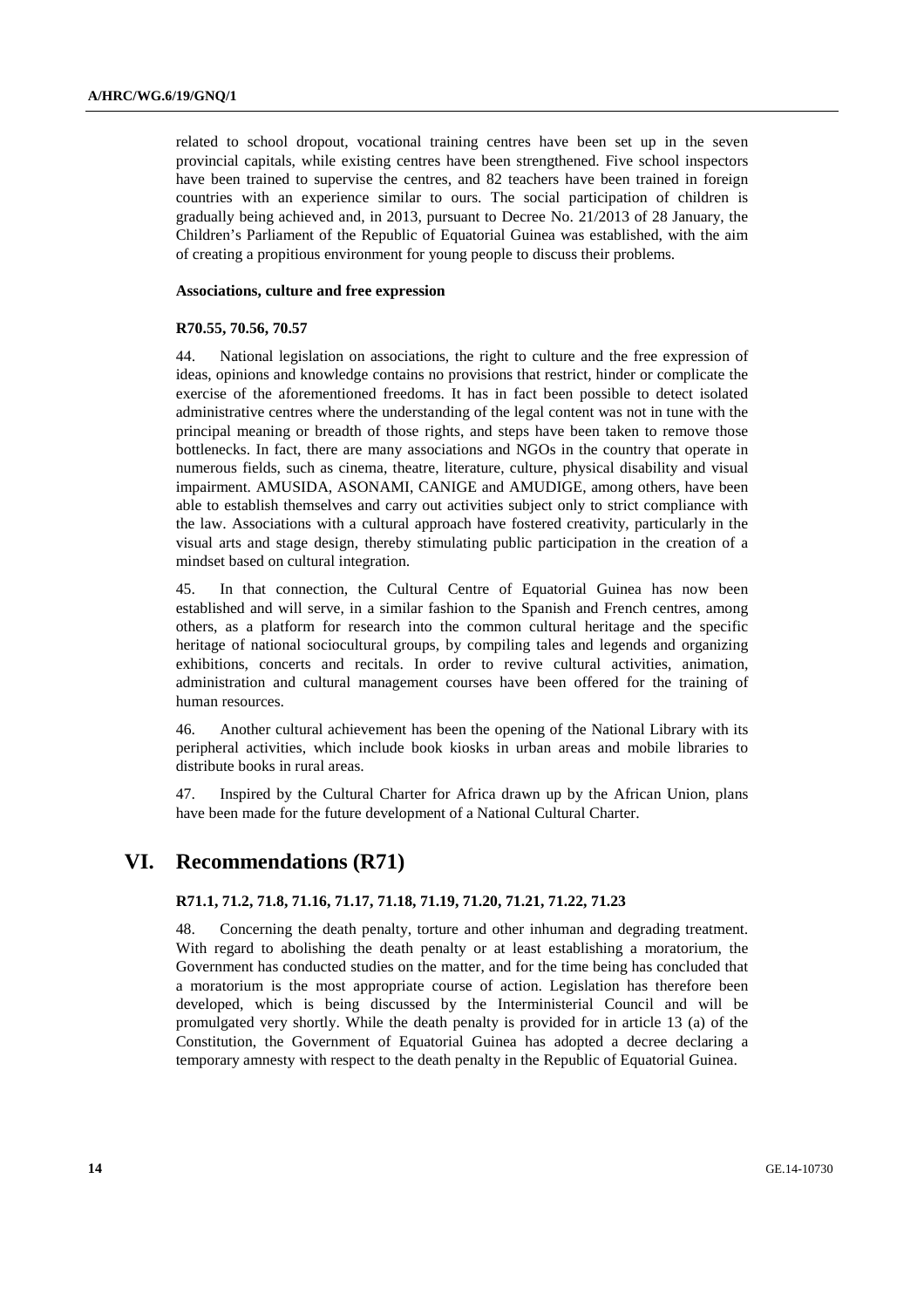related to school dropout, vocational training centres have been set up in the seven provincial capitals, while existing centres have been strengthened. Five school inspectors have been trained to supervise the centres, and 82 teachers have been trained in foreign countries with an experience similar to ours. The social participation of children is gradually being achieved and, in 2013, pursuant to Decree No. 21/2013 of 28 January, the Children's Parliament of the Republic of Equatorial Guinea was established, with the aim of creating a propitious environment for young people to discuss their problems.

#### Associations, culture and free expression

#### R70.55, 70.56, 70.57

44. National legislation on associations, the right to culture and the free expression of ideas, opinions and knowledge contains no provisions that restrict, hinder or complicate the exercise of the aforementioned freedoms. It has in fact been possible to detect isolated administrative centres where the understanding of the legal content was not in tune with the principal meaning or breadth of those rights, and steps have been taken to remove those bottlenecks. In fact, there are many associations and NGOs in the country that operate in numerous fields, such as cinema, theatre, literature, culture, physical disability and visual impairment. AMUSIDA, ASONAMI, CANIGE and AMUDIGE, among others, have been able to establish themselves and carry out activities subject only to strict compliance with the law. Associations with a cultural approach have fostered creativity, particularly in the visual arts and stage design, thereby stimulating public participation in the creation of a mindset based on cultural integration.

45. In that connection, the Cultural Centre of Equatorial Guinea has now been established and will serve, in a similar fashion to the Spanish and French centres, among others, as a platform for research into the common cultural heritage and the specific heritage of national sociocultural groups, by compiling tales and legends and organizing exhibitions, concerts and recitals. In order to revive cultural activities, animation, administration and cultural management courses have been offered for the training of human resources.

46. Another cultural achievement has been the opening of the National Library with its peripheral activities, which include book kiosks in urban areas and mobile libraries to distribute books in rural areas.

47. Inspired by the Cultural Charter for Africa drawn up by the African Union, plans have been made for the future development of a National Cultural Charter.

## VI. Recommendations (R71)

#### R71.1, 71.2, 71.8, 71.16, 71.17, 71.18, 71.19, 71.20, 71.21, 71.22, 71.23

48. Concerning the death penalty, torture and other inhuman and degrading treatment. With regard to abolishing the death penalty or at least establishing a moratorium, the Government has conducted studies on the matter, and for the time being has concluded that a moratorium is the most appropriate course of action. Legislation has therefore been developed, which is being discussed by the Interministerial Council and will be promulgated very shortly. While the death penalty is provided for in article 13 (a) of the Constitution, the Government of Equatorial Guinea has adopted a decree declaring a temporary amnesty with respect to the death penalty in the Republic of Equatorial Guinea.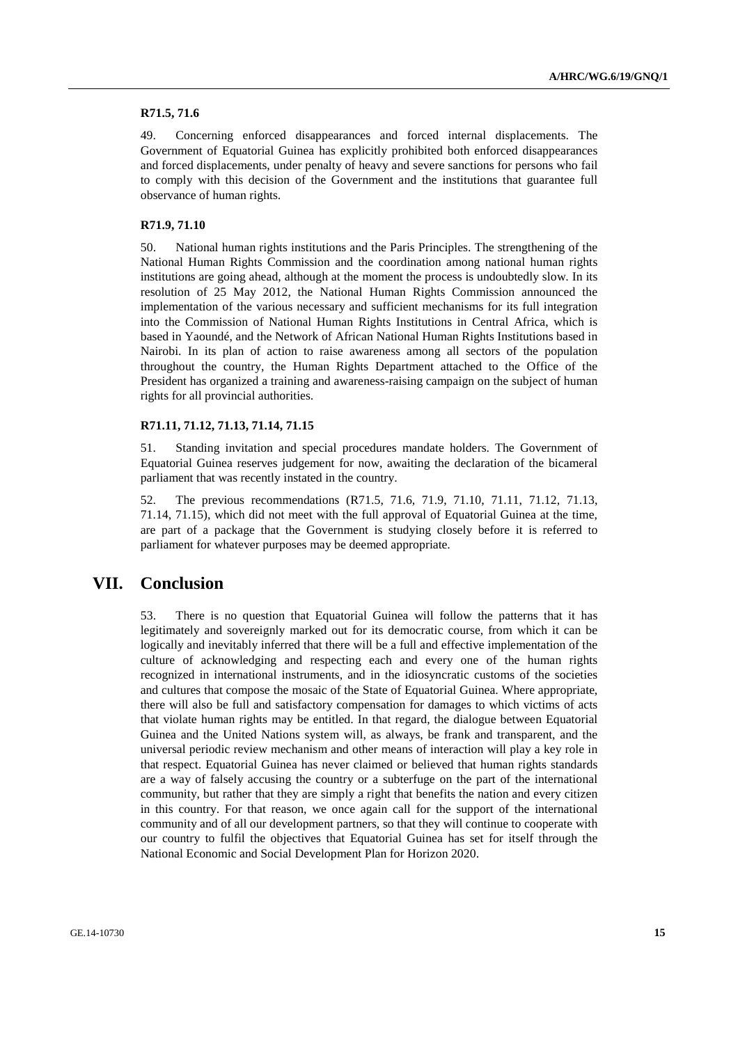**R71.5, 71.6**

49. Concerning enforced disappearances and forced internal displacements. The Government of Equatorial Guinea has explicitly prohibited both enforced disappearances and forced displacements, under penalty of heavy and severe sanctions for persons who fail to comply with this decision of the Government and the institutions that guarantee full observance of human rights.

**R71.9, 71.10**

50. National human rights institutions and the Paris Principles. The strengthening of the National Human Rights Commission and the coordination among national human rights institutions are going ahead, although at the moment the process is undoubtedly slow. In its resolution of 25 May 2012, the National Human Rights Commission announced the implementation of the various necessary and sufficient mechanisms for its full integration into the Commission of National Human Rights Institutions in Central Africa, which is based in Yaoundé, and the Network of African National Human Rights Institutions based in Nairobi. In its plan of action to raise awareness among all sectors of the population throughout the country, the Human Rights Department attached to the Office of the President has organized a training and awareness-raising campaign on the subject of human rights for all provincial authorities.

**R71.11, 71.12, 71.13, 71.14, 71.15**

51. Standing invitation and special procedures mandate holders. The Government of Equatorial Guinea reserves judgement for now, awaiting the declaration of the bicameral parliament that was recently instated in the country.

52. The previous recommendations (R71.5, 71.6, 71.9, 71.10, 71.11, 71.12, 71.13, 71.14, 71.15), which did not meet with the full approval of Equatorial Guinea at the time, are part of a package that the Government is studying closely before it is referred to parliament for whatever purposes may be deemed appropriate.

# VII. Conclusion

53. There is no question that Equatorial Guinea will follow the patterns that it has legitimately and sovereignly marked out for its democratic course, from which it can be logically and inevitably inferred that there will be a full and effective implementation of the culture of acknowledging and respecting each and every one of the human rights recognized in international instruments, and in the idiosyncratic customs of the societies and cultures that compose the mosaic of the State of Equatorial Guinea. Where appropriate, there will also be full and satisfactory compensation for damages to which victims of acts that violate human rights may be entitled. In that regard, the dialogue between Equatorial Guinea and the United Nations system will, as always, be frank and transparent, and the universal periodic review mechanism and other means of interaction will play a key role in that respect. Equatorial Guinea has never claimed or believed that human rights standards are a way of falsely accusing the country or a subterfuge on the part of the international community, but rather that they are simply a right that benefits the nation and every citizen in this country. For that reason, we once again call for the support of the international community and of all our development partners, so that they will continue to cooperate with our country to fulfil the objectives that Equatorial Guinea has set for itself through the National Economic and Social Development Plan for Horizon 2020.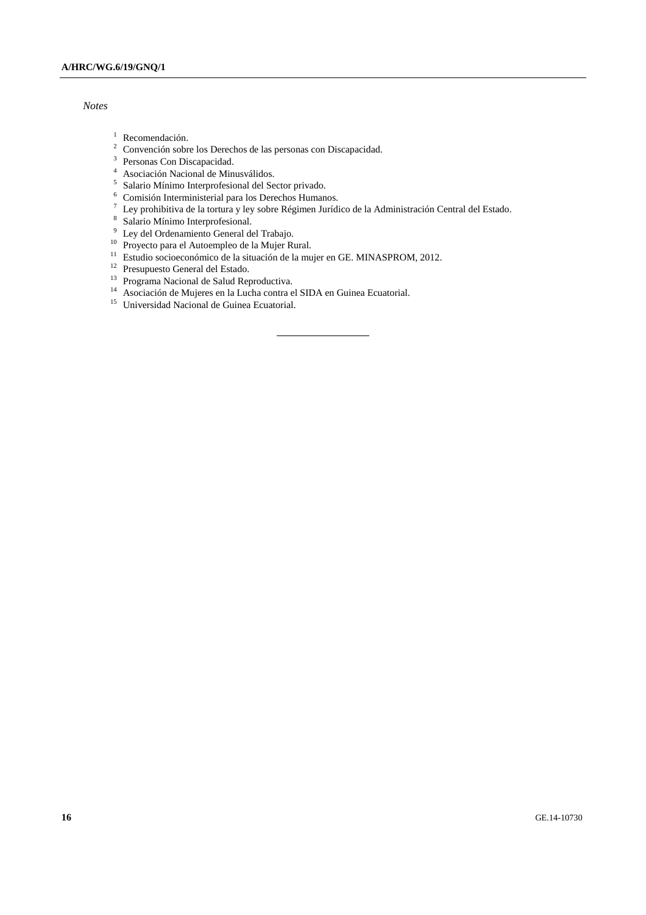*Notes*

[1] Recomendación.
[2] Convención sobre los Derechos de las personas con Discapacidad.
[3] Personas Con Discapacidad.
[4] Asociación Nacional de Minusválidos.
[5] Salario Mínimo Interprofesional del Sector privado.
[6] Comisión Interministerial para los Derechos Humanos.
[7] Ley prohibitiva de la tortura y ley sobre Régimen Jurídico de la Administración Central del Estado.
[8] Salario Mínimo Interprofesional.
[9] Ley del Ordenamiento General del Trabajo.
[10] Proyecto para el Autoempleo de la Mujer Rural.
[11] Estudio socioeconómico de la situación de la mujer en GE. MINASPROM, 2012.
[12] Presupuesto General del Estado.
[13] Programa Nacional de Salud Reproductiva.
[14] Asociación de Mujeres en la Lucha contra el SIDA en Guinea Ecuatorial.
[15] Universidad Nacional de Guinea Ecuatorial.